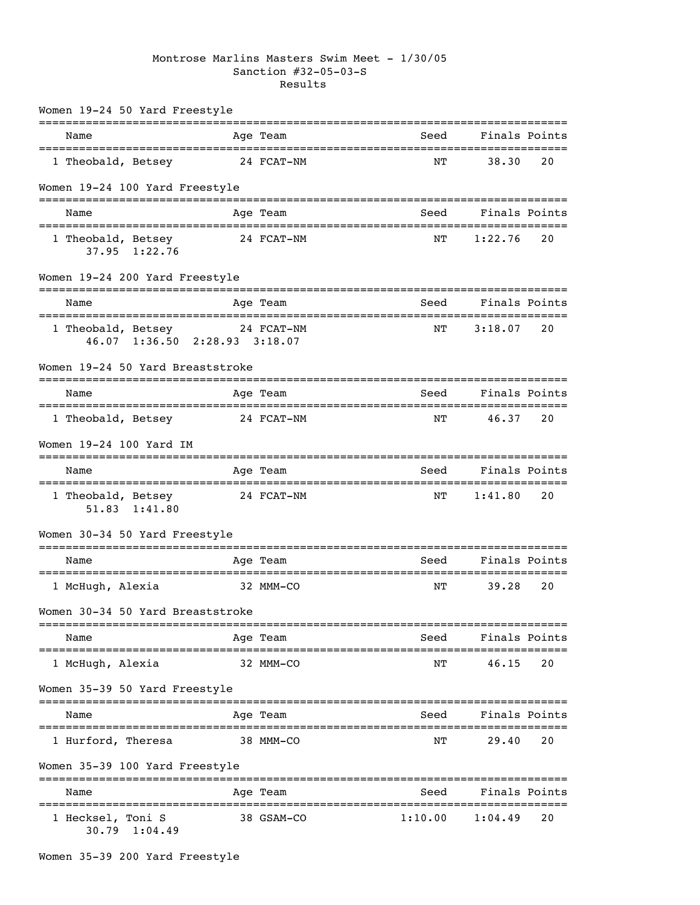# Montrose Marlins Masters Swim Meet - 1/30/05

Sanction #32-05-03-S

Results

## Women 19-24 50 Yard Freestyle

| | Name | Age | Team | Seed | Finals | Points |
|---|---|---|---|---|---|---|
| 1 | Theobald, Betsey | 24 | FCAT-NM | NT | 38.30 | 20 |

## Women 19-24 100 Yard Freestyle

| | Name | Age | Team | Seed | Finals | Points |
|---|---|---|---|---|---|---|
| 1 | Theobald, Betsey | 24 | FCAT-NM | NT | 1:22.76 | 20 |
| | 37.95 1:22.76 | | | | | |

## Women 19-24 200 Yard Freestyle

| | Name | Age | Team | Seed | Finals | Points |
|---|---|---|---|---|---|---|
| 1 | Theobald, Betsey | 24 | FCAT-NM | NT | 3:18.07 | 20 |
| | 46.07 1:36.50 2:28.93 3:18.07 | | | | | |

## Women 19-24 50 Yard Breaststroke

| | Name | Age | Team | Seed | Finals | Points |
|---|---|---|---|---|---|---|
| 1 | Theobald, Betsey | 24 | FCAT-NM | NT | 46.37 | 20 |

## Women 19-24 100 Yard IM

| | Name | Age | Team | Seed | Finals | Points |
|---|---|---|---|---|---|---|
| 1 | Theobald, Betsey | 24 | FCAT-NM | NT | 1:41.80 | 20 |
| | 51.83 1:41.80 | | | | | |

## Women 30-34 50 Yard Freestyle

| | Name | Age | Team | Seed | Finals | Points |
|---|---|---|---|---|---|---|
| 1 | McHugh, Alexia | 32 | MMM-CO | NT | 39.28 | 20 |

## Women 30-34 50 Yard Breaststroke

| | Name | Age | Team | Seed | Finals | Points |
|---|---|---|---|---|---|---|
| 1 | McHugh, Alexia | 32 | MMM-CO | NT | 46.15 | 20 |

## Women 35-39 50 Yard Freestyle

| | Name | Age | Team | Seed | Finals | Points |
|---|---|---|---|---|---|---|
| 1 | Hurford, Theresa | 38 | MMM-CO | NT | 29.40 | 20 |

## Women 35-39 100 Yard Freestyle

| | Name | Age | Team | Seed | Finals | Points |
|---|---|---|---|---|---|---|
| 1 | Hecksel, Toni S | 38 | GSAM-CO | 1:10.00 | 1:04.49 | 20 |
| | 30.79 1:04.49 | | | | | |

## Women 35-39 200 Yard Freestyle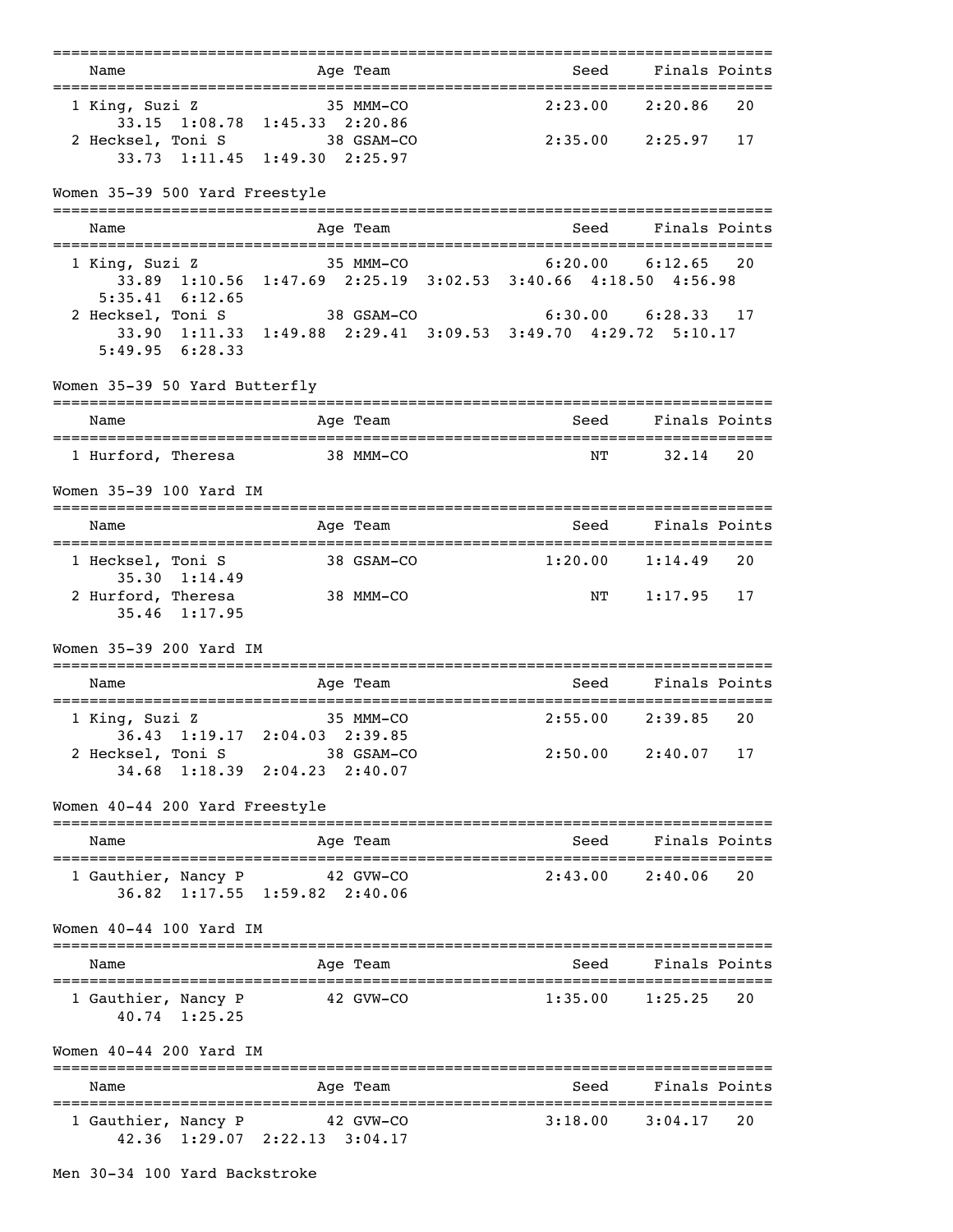| Name | Age | Team | Seed | Finals | Points |
|---|---|---|---|---|---|
| 1 King, Suzi Z | 35 | MMM-CO | 2:23.00 | 2:20.86 | 20 |
| 33.15 1:08.78 1:45.33 2:20.86 | | | | | |
| 2 Hecksel, Toni S | 38 | GSAM-CO | 2:35.00 | 2:25.97 | 17 |
| 33.73 1:11.45 1:49.30 2:25.97 | | | | | |

## Women 35-39 500 Yard Freestyle

| Name | Age | Team | Seed | Finals | Points |
|---|---|---|---|---|---|
| 1 King, Suzi Z | 35 | MMM-CO | 6:20.00 | 6:12.65 | 20 |
| 33.89 1:10.56 1:47.69 2:25.19 3:02.53 3:40.66 4:18.50 4:56.98 5:35.41 6:12.65 | | | | | |
| 2 Hecksel, Toni S | 38 | GSAM-CO | 6:30.00 | 6:28.33 | 17 |
| 33.90 1:11.33 1:49.88 2:29.41 3:09.53 3:49.70 4:29.72 5:10.17 5:49.95 6:28.33 | | | | | |

## Women 35-39 50 Yard Butterfly

| Name | Age | Team | Seed | Finals | Points |
|---|---|---|---|---|---|
| 1 Hurford, Theresa | 38 | MMM-CO | NT | 32.14 | 20 |

## Women 35-39 100 Yard IM

| Name | Age | Team | Seed | Finals | Points |
|---|---|---|---|---|---|
| 1 Hecksel, Toni S | 38 | GSAM-CO | 1:20.00 | 1:14.49 | 20 |
| 35.30 1:14.49 | | | | | |
| 2 Hurford, Theresa | 38 | MMM-CO | NT | 1:17.95 | 17 |
| 35.46 1:17.95 | | | | | |

## Women 35-39 200 Yard IM

| Name | Age | Team | Seed | Finals | Points |
|---|---|---|---|---|---|
| 1 King, Suzi Z | 35 | MMM-CO | 2:55.00 | 2:39.85 | 20 |
| 36.43 1:19.17 2:04.03 2:39.85 | | | | | |
| 2 Hecksel, Toni S | 38 | GSAM-CO | 2:50.00 | 2:40.07 | 17 |
| 34.68 1:18.39 2:04.23 2:40.07 | | | | | |

## Women 40-44 200 Yard Freestyle

| Name | Age | Team | Seed | Finals | Points |
|---|---|---|---|---|---|
| 1 Gauthier, Nancy P | 42 | GVW-CO | 2:43.00 | 2:40.06 | 20 |
| 36.82 1:17.55 1:59.82 2:40.06 | | | | | |

## Women 40-44 100 Yard IM

| Name | Age | Team | Seed | Finals | Points |
|---|---|---|---|---|---|
| 1 Gauthier, Nancy P | 42 | GVW-CO | 1:35.00 | 1:25.25 | 20 |
| 40.74 1:25.25 | | | | | |

## Women 40-44 200 Yard IM

| Name | Age | Team | Seed | Finals | Points |
|---|---|---|---|---|---|
| 1 Gauthier, Nancy P | 42 | GVW-CO | 3:18.00 | 3:04.17 | 20 |
| 42.36 1:29.07 2:22.13 3:04.17 | | | | | |

## Men 30-34 100 Yard Backstroke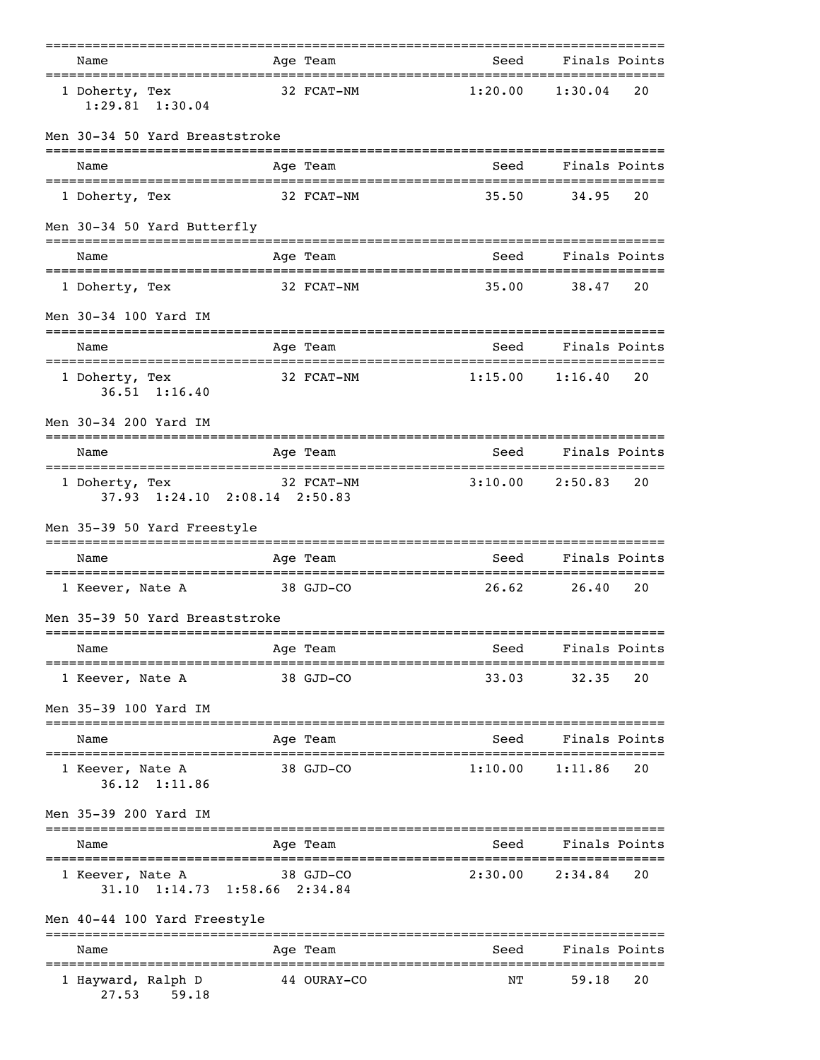| Name | Age | Team | Seed | Finals | Points |
|---|---|---|---|---|---|
| 1 Doherty, Tex | 32 | FCAT-NM | 1:20.00 | 1:30.04 | 20 |
| 1:29.81 1:30.04 | | | | | |

## Men 30-34 50 Yard Breaststroke

| Name | Age | Team | Seed | Finals | Points |
|---|---|---|---|---|---|
| 1 Doherty, Tex | 32 | FCAT-NM | 35.50 | 34.95 | 20 |

## Men 30-34 50 Yard Butterfly

| Name | Age | Team | Seed | Finals | Points |
|---|---|---|---|---|---|
| 1 Doherty, Tex | 32 | FCAT-NM | 35.00 | 38.47 | 20 |

## Men 30-34 100 Yard IM

| Name | Age | Team | Seed | Finals | Points |
|---|---|---|---|---|---|
| 1 Doherty, Tex | 32 | FCAT-NM | 1:15.00 | 1:16.40 | 20 |
| 36.51 1:16.40 | | | | | |

## Men 30-34 200 Yard IM

| Name | Age | Team | Seed | Finals | Points |
|---|---|---|---|---|---|
| 1 Doherty, Tex | 32 | FCAT-NM | 3:10.00 | 2:50.83 | 20 |
| 37.93 1:24.10 2:08.14 2:50.83 | | | | | |

## Men 35-39 50 Yard Freestyle

| Name | Age | Team | Seed | Finals | Points |
|---|---|---|---|---|---|
| 1 Keever, Nate A | 38 | GJD-CO | 26.62 | 26.40 | 20 |

## Men 35-39 50 Yard Breaststroke

| Name | Age | Team | Seed | Finals | Points |
|---|---|---|---|---|---|
| 1 Keever, Nate A | 38 | GJD-CO | 33.03 | 32.35 | 20 |

## Men 35-39 100 Yard IM

| Name | Age | Team | Seed | Finals | Points |
|---|---|---|---|---|---|
| 1 Keever, Nate A | 38 | GJD-CO | 1:10.00 | 1:11.86 | 20 |
| 36.12 1:11.86 | | | | | |

## Men 35-39 200 Yard IM

| Name | Age | Team | Seed | Finals | Points |
|---|---|---|---|---|---|
| 1 Keever, Nate A | 38 | GJD-CO | 2:30.00 | 2:34.84 | 20 |
| 31.10 1:14.73 1:58.66 2:34.84 | | | | | |

## Men 40-44 100 Yard Freestyle

| Name | Age | Team | Seed | Finals | Points |
|---|---|---|---|---|---|
| 1 Hayward, Ralph D | 44 | OURAY-CO | NT | 59.18 | 20 |
| 27.53 59.18 | | | | | |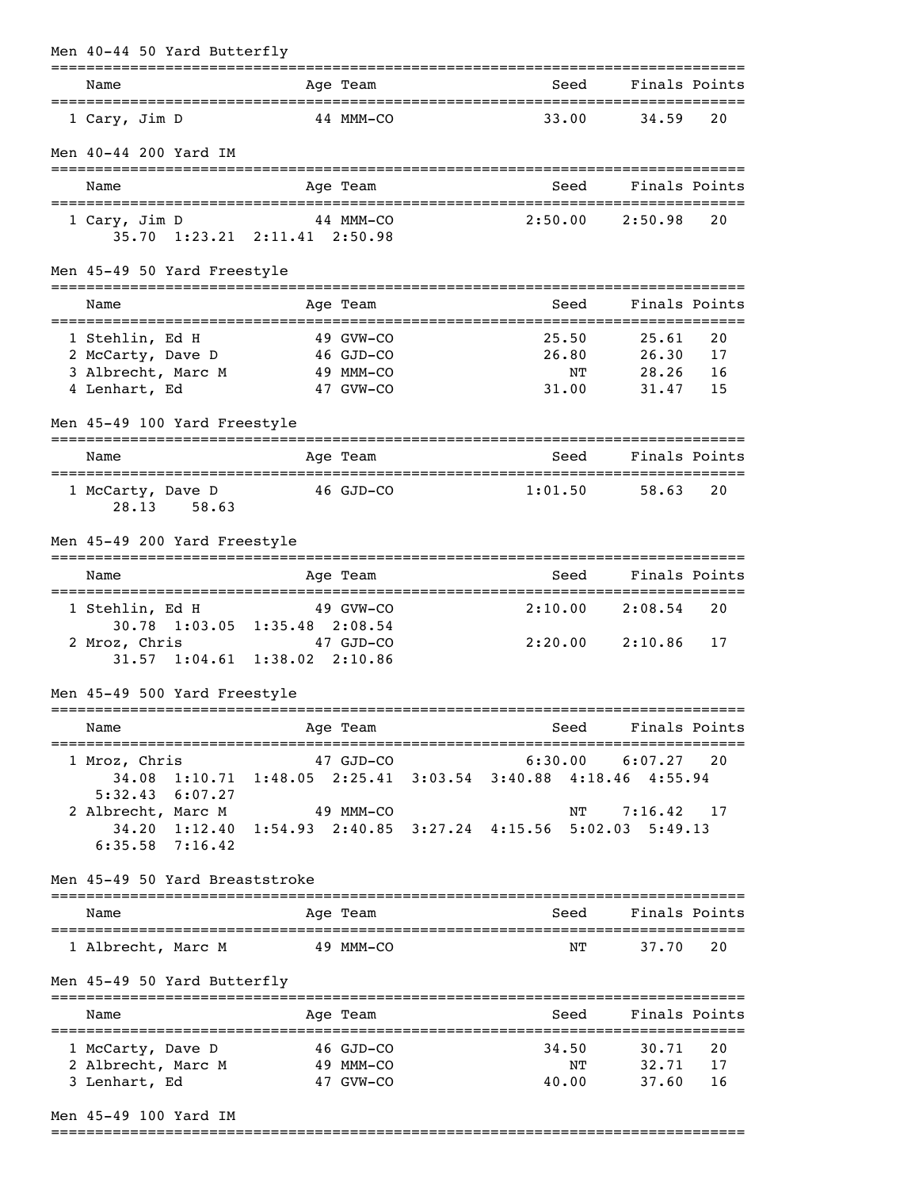## Men 40-44 50 Yard Butterfly

| Name | Age | Team | Seed | Finals | Points |
|---|---|---|---|---|---|
| 1 Cary, Jim D | 44 | MMM-CO | 33.00 | 34.59 | 20 |

## Men 40-44 200 Yard IM

| Name | Age | Team | Seed | Finals | Points |
|---|---|---|---|---|---|
| 1 Cary, Jim D | 44 | MMM-CO | 2:50.00 | 2:50.98 | 20 |
| 35.70 1:23.21 2:11.41 2:50.98 | | | | | |

## Men 45-49 50 Yard Freestyle

| Name | Age | Team | Seed | Finals | Points |
|---|---|---|---|---|---|
| 1 Stehlin, Ed H | 49 | GVW-CO | 25.50 | 25.61 | 20 |
| 2 McCarty, Dave D | 46 | GJD-CO | 26.80 | 26.30 | 17 |
| 3 Albrecht, Marc M | 49 | MMM-CO | NT | 28.26 | 16 |
| 4 Lenhart, Ed | 47 | GVW-CO | 31.00 | 31.47 | 15 |

## Men 45-49 100 Yard Freestyle

| Name | Age | Team | Seed | Finals | Points |
|---|---|---|---|---|---|
| 1 McCarty, Dave D | 46 | GJD-CO | 1:01.50 | 58.63 | 20 |
| 28.13 58.63 | | | | | |

## Men 45-49 200 Yard Freestyle

| Name | Age | Team | Seed | Finals | Points |
|---|---|---|---|---|---|
| 1 Stehlin, Ed H | 49 | GVW-CO | 2:10.00 | 2:08.54 | 20 |
| 30.78 1:03.05 1:35.48 2:08.54 | | | | | |
| 2 Mroz, Chris | 47 | GJD-CO | 2:20.00 | 2:10.86 | 17 |
| 31.57 1:04.61 1:38.02 2:10.86 | | | | | |

## Men 45-49 500 Yard Freestyle

| Name | Age | Team | Seed | Finals | Points |
|---|---|---|---|---|---|
| 1 Mroz, Chris | 47 | GJD-CO | 6:30.00 | 6:07.27 | 20 |
| 34.08 1:10.71 1:48.05 2:25.41 3:03.54 3:40.88 4:18.46 4:55.94 5:32.43 6:07.27 | | | | | |
| 2 Albrecht, Marc M | 49 | MMM-CO | NT | 7:16.42 | 17 |
| 34.20 1:12.40 1:54.93 2:40.85 3:27.24 4:15.56 5:02.03 5:49.13 6:35.58 7:16.42 | | | | | |

## Men 45-49 50 Yard Breaststroke

| Name | Age | Team | Seed | Finals | Points |
|---|---|---|---|---|---|
| 1 Albrecht, Marc M | 49 | MMM-CO | NT | 37.70 | 20 |

## Men 45-49 50 Yard Butterfly

| Name | Age | Team | Seed | Finals | Points |
|---|---|---|---|---|---|
| 1 McCarty, Dave D | 46 | GJD-CO | 34.50 | 30.71 | 20 |
| 2 Albrecht, Marc M | 49 | MMM-CO | NT | 32.71 | 17 |
| 3 Lenhart, Ed | 47 | GVW-CO | 40.00 | 37.60 | 16 |

## Men 45-49 100 Yard IM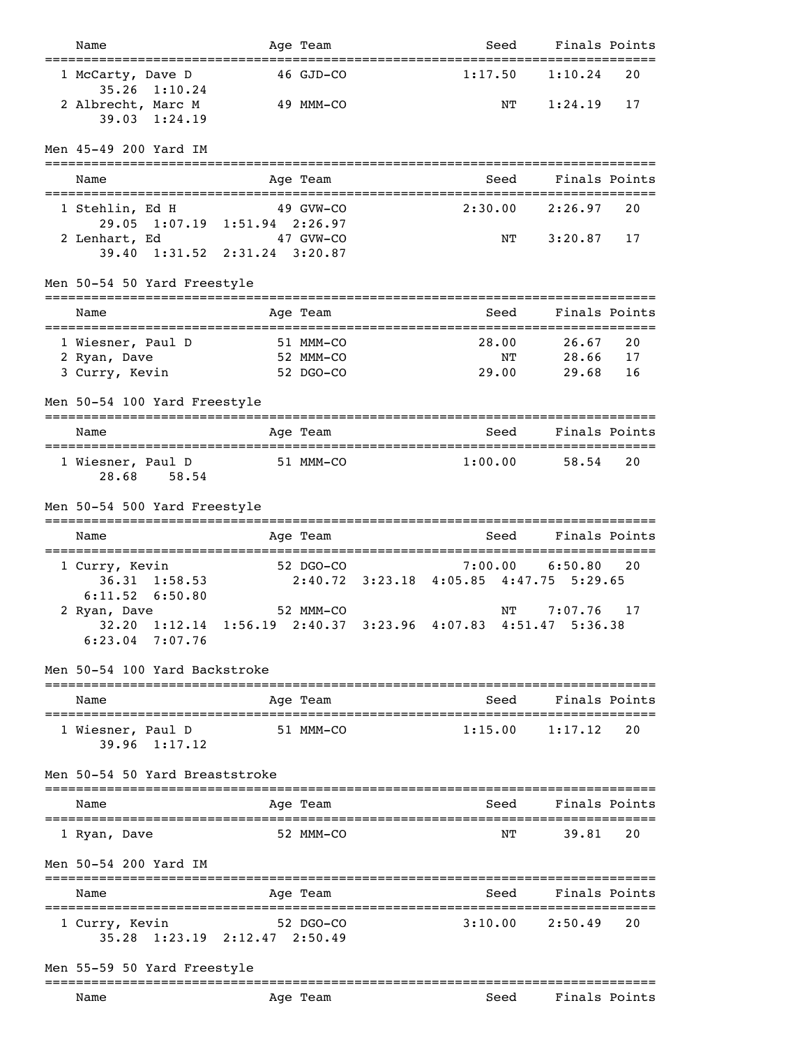| Name | Age | Team | Seed | Finals | Points |
|---|---|---|---|---|---|
| 1 McCarty, Dave D | 46 | GJD-CO | 1:17.50 | 1:10.24 | 20 |
| 35.26 1:10.24 | | | | | |
| 2 Albrecht, Marc M | 49 | MMM-CO | NT | 1:24.19 | 17 |
| 39.03 1:24.19 | | | | | |

## Men 45-49 200 Yard IM

| Name | Age | Team | Seed | Finals | Points |
|---|---|---|---|---|---|
| 1 Stehlin, Ed H | 49 | GVW-CO | 2:30.00 | 2:26.97 | 20 |
| 29.05 1:07.19 1:51.94 2:26.97 | | | | | |
| 2 Lenhart, Ed | 47 | GVW-CO | NT | 3:20.87 | 17 |
| 39.40 1:31.52 2:31.24 3:20.87 | | | | | |

## Men 50-54 50 Yard Freestyle

| Name | Age | Team | Seed | Finals | Points |
|---|---|---|---|---|---|
| 1 Wiesner, Paul D | 51 | MMM-CO | 28.00 | 26.67 | 20 |
| 2 Ryan, Dave | 52 | MMM-CO | NT | 28.66 | 17 |
| 3 Curry, Kevin | 52 | DGO-CO | 29.00 | 29.68 | 16 |

## Men 50-54 100 Yard Freestyle

| Name | Age | Team | Seed | Finals | Points |
|---|---|---|---|---|---|
| 1 Wiesner, Paul D | 51 | MMM-CO | 1:00.00 | 58.54 | 20 |
| 28.68 58.54 | | | | | |

## Men 50-54 500 Yard Freestyle

| Name | Age | Team | Seed | Finals | Points |
|---|---|---|---|---|---|
| 1 Curry, Kevin | 52 | DGO-CO | 7:00.00 | 6:50.80 | 20 |
| 36.31 1:58.53 2:40.72 3:23.18 4:05.85 4:47.75 5:29.65 6:11.52 6:50.80 | | | | | |
| 2 Ryan, Dave | 52 | MMM-CO | NT | 7:07.76 | 17 |
| 32.20 1:12.14 1:56.19 2:40.37 3:23.96 4:07.83 4:51.47 5:36.38 6:23.04 7:07.76 | | | | | |

## Men 50-54 100 Yard Backstroke

| Name | Age | Team | Seed | Finals | Points |
|---|---|---|---|---|---|
| 1 Wiesner, Paul D | 51 | MMM-CO | 1:15.00 | 1:17.12 | 20 |
| 39.96 1:17.12 | | | | | |

## Men 50-54 50 Yard Breaststroke

| Name | Age | Team | Seed | Finals | Points |
|---|---|---|---|---|---|
| 1 Ryan, Dave | 52 | MMM-CO | NT | 39.81 | 20 |

## Men 50-54 200 Yard IM

| Name | Age | Team | Seed | Finals | Points |
|---|---|---|---|---|---|
| 1 Curry, Kevin | 52 | DGO-CO | 3:10.00 | 2:50.49 | 20 |
| 35.28 1:23.19 2:12.47 2:50.49 | | | | | |

## Men 55-59 50 Yard Freestyle

| Name | Age | Team | Seed | Finals | Points |
|---|---|---|---|---|---|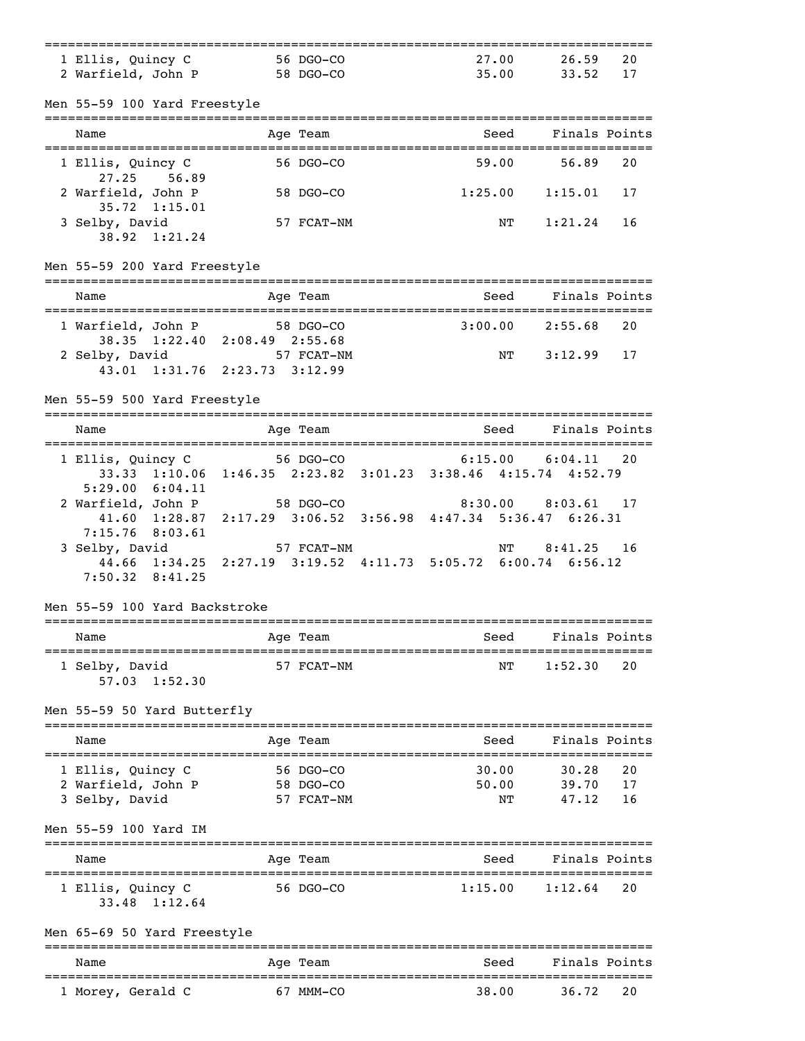| Name | Age | Team | Seed | Finals | Points |
|---|---|---|---|---|---|
| 1 Ellis, Quincy C | 56 | DGO-CO | 27.00 | 26.59 | 20 |
| 2 Warfield, John P | 58 | DGO-CO | 35.00 | 33.52 | 17 |

Men 55-59 100 Yard Freestyle

| Name | Age | Team | Seed | Finals | Points |
|---|---|---|---|---|---|
| 1 Ellis, Quincy C | 56 | DGO-CO | 59.00 | 56.89 | 20 |
| 27.25  56.89 | | | | | |
| 2 Warfield, John P | 58 | DGO-CO | 1:25.00 | 1:15.01 | 17 |
| 35.72  1:15.01 | | | | | |
| 3 Selby, David | 57 | FCAT-NM | NT | 1:21.24 | 16 |
| 38.92  1:21.24 | | | | | |

Men 55-59 200 Yard Freestyle

| Name | Age | Team | Seed | Finals | Points |
|---|---|---|---|---|---|
| 1 Warfield, John P | 58 | DGO-CO | 3:00.00 | 2:55.68 | 20 |
| 38.35  1:22.40  2:08.49  2:55.68 | | | | | |
| 2 Selby, David | 57 | FCAT-NM | NT | 3:12.99 | 17 |
| 43.01  1:31.76  2:23.73  3:12.99 | | | | | |

Men 55-59 500 Yard Freestyle

| Name | Age | Team | Seed | Finals | Points |
|---|---|---|---|---|---|
| 1 Ellis, Quincy C | 56 | DGO-CO | 6:15.00 | 6:04.11 | 20 |
| 33.33  1:10.06  1:46.35  2:23.82  3:01.23  3:38.46  4:15.74  4:52.79  5:29.00  6:04.11 | | | | | |
| 2 Warfield, John P | 58 | DGO-CO | 8:30.00 | 8:03.61 | 17 |
| 41.60  1:28.87  2:17.29  3:06.52  3:56.98  4:47.34  5:36.47  6:26.31  7:15.76  8:03.61 | | | | | |
| 3 Selby, David | 57 | FCAT-NM | NT | 8:41.25 | 16 |
| 44.66  1:34.25  2:27.19  3:19.52  4:11.73  5:05.72  6:00.74  6:56.12  7:50.32  8:41.25 | | | | | |

Men 55-59 100 Yard Backstroke

| Name | Age | Team | Seed | Finals | Points |
|---|---|---|---|---|---|
| 1 Selby, David | 57 | FCAT-NM | NT | 1:52.30 | 20 |
| 57.03  1:52.30 | | | | | |

Men 55-59 50 Yard Butterfly

| Name | Age | Team | Seed | Finals | Points |
|---|---|---|---|---|---|
| 1 Ellis, Quincy C | 56 | DGO-CO | 30.00 | 30.28 | 20 |
| 2 Warfield, John P | 58 | DGO-CO | 50.00 | 39.70 | 17 |
| 3 Selby, David | 57 | FCAT-NM | NT | 47.12 | 16 |

Men 55-59 100 Yard IM

| Name | Age | Team | Seed | Finals | Points |
|---|---|---|---|---|---|
| 1 Ellis, Quincy C | 56 | DGO-CO | 1:15.00 | 1:12.64 | 20 |
| 33.48  1:12.64 | | | | | |

Men 65-69 50 Yard Freestyle

| Name | Age | Team | Seed | Finals | Points |
|---|---|---|---|---|---|
| 1 Morey, Gerald C | 67 | MMM-CO | 38.00 | 36.72 | 20 |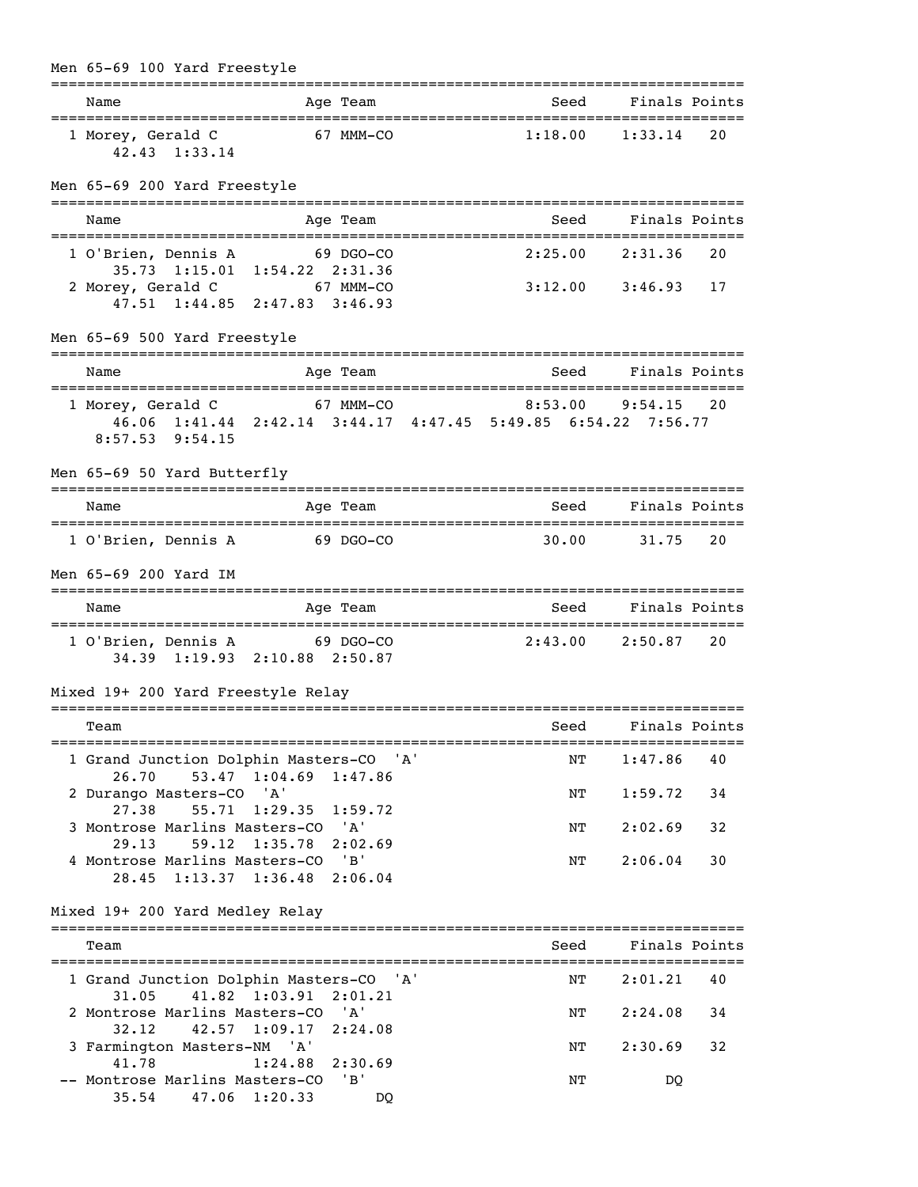## Men 65-69 100 Yard Freestyle

| Name | Age | Team | Seed | Finals | Points |
|---|---|---|---|---|---|
| 1 Morey, Gerald C | 67 | MMM-CO | 1:18.00 | 1:33.14 | 20 |
| 42.43 1:33.14 | | | | | |

## Men 65-69 200 Yard Freestyle

| Name | Age | Team | Seed | Finals | Points |
|---|---|---|---|---|---|
| 1 O'Brien, Dennis A | 69 | DGO-CO | 2:25.00 | 2:31.36 | 20 |
| 35.73 1:15.01 1:54.22 2:31.36 | | | | | |
| 2 Morey, Gerald C | 67 | MMM-CO | 3:12.00 | 3:46.93 | 17 |
| 47.51 1:44.85 2:47.83 3:46.93 | | | | | |

## Men 65-69 500 Yard Freestyle

| Name | Age | Team | Seed | Finals | Points |
|---|---|---|---|---|---|
| 1 Morey, Gerald C | 67 | MMM-CO | 8:53.00 | 9:54.15 | 20 |
| 46.06 1:41.44 2:42.14 3:44.17 4:47.45 5:49.85 6:54.22 7:56.77 8:57.53 9:54.15 | | | | | |

## Men 65-69 50 Yard Butterfly

| Name | Age | Team | Seed | Finals | Points |
|---|---|---|---|---|---|
| 1 O'Brien, Dennis A | 69 | DGO-CO | 30.00 | 31.75 | 20 |

## Men 65-69 200 Yard IM

| Name | Age | Team | Seed | Finals | Points |
|---|---|---|---|---|---|
| 1 O'Brien, Dennis A | 69 | DGO-CO | 2:43.00 | 2:50.87 | 20 |
| 34.39 1:19.93 2:10.88 2:50.87 | | | | | |

## Mixed 19+ 200 Yard Freestyle Relay

| Team | Seed | Finals | Points |
|---|---|---|---|
| 1 Grand Junction Dolphin Masters-CO 'A' | NT | 1:47.86 | 40 |
| 26.70 53.47 1:04.69 1:47.86 | | | |
| 2 Durango Masters-CO 'A' | NT | 1:59.72 | 34 |
| 27.38 55.71 1:29.35 1:59.72 | | | |
| 3 Montrose Marlins Masters-CO 'A' | NT | 2:02.69 | 32 |
| 29.13 59.12 1:35.78 2:02.69 | | | |
| 4 Montrose Marlins Masters-CO 'B' | NT | 2:06.04 | 30 |
| 28.45 1:13.37 1:36.48 2:06.04 | | | |

## Mixed 19+ 200 Yard Medley Relay

| Team | Seed | Finals | Points |
|---|---|---|---|
| 1 Grand Junction Dolphin Masters-CO 'A' | NT | 2:01.21 | 40 |
| 31.05 41.82 1:03.91 2:01.21 | | | |
| 2 Montrose Marlins Masters-CO 'A' | NT | 2:24.08 | 34 |
| 32.12 42.57 1:09.17 2:24.08 | | | |
| 3 Farmington Masters-NM 'A' | NT | 2:30.69 | 32 |
| 41.78 1:24.88 2:30.69 | | | |
| -- Montrose Marlins Masters-CO 'B' | NT | DQ | |
| 35.54 47.06 1:20.33 DQ | | | |